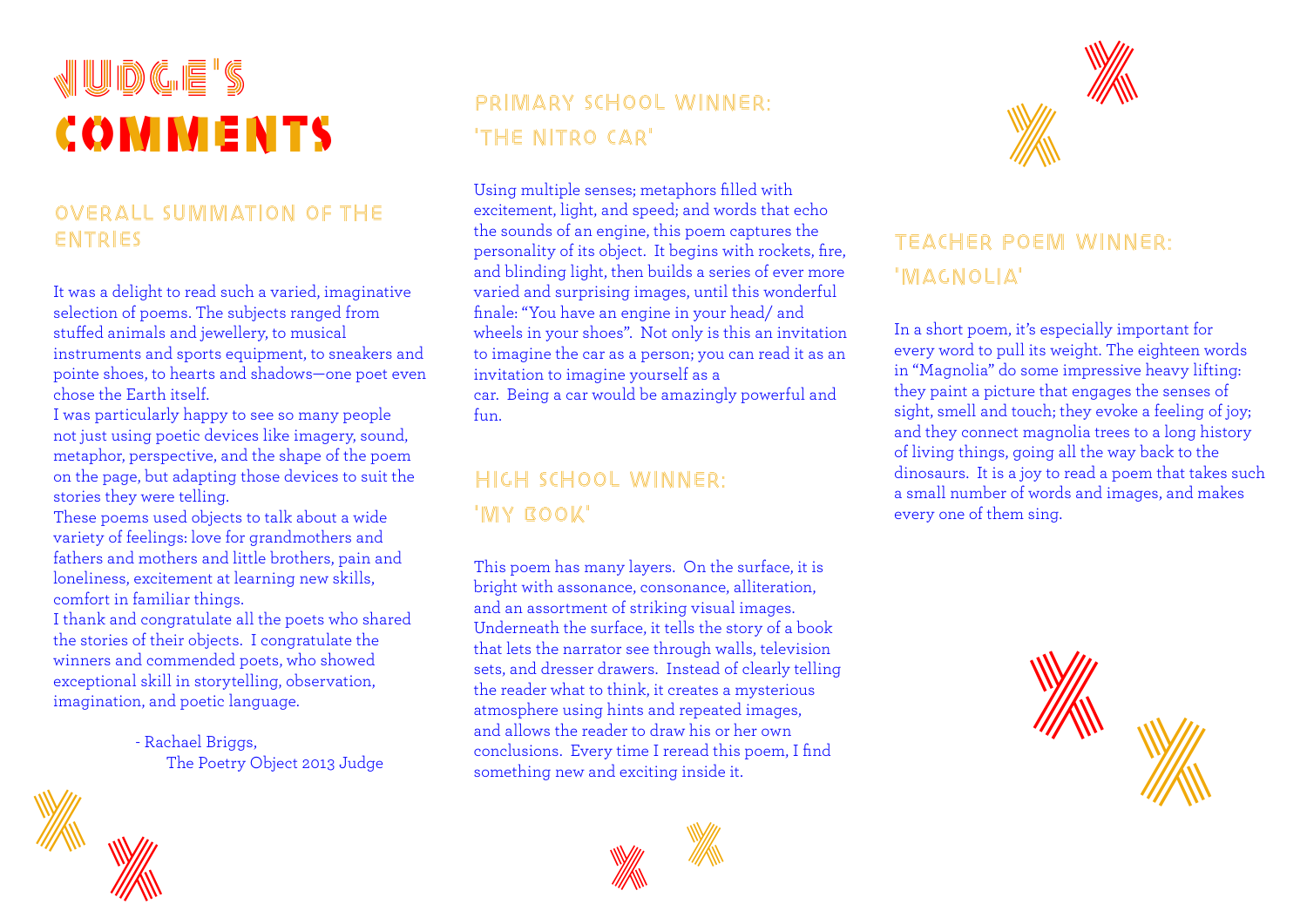# JUDGE'S COMMENTS

## OVERALL SUMMATION OF THE ENTRIES

It was a delight to read such a varied, imaginative selection of poems. The subjects ranged from stuffed animals and jewellery, to musical instruments and sports equipment, to sneakers and pointe shoes, to hearts and shadows—one poet even chose the Earth itself.

I was particularly happy to see so many people not just using poetic devices like imagery, sound, metaphor, perspective, and the shape of the poem on the page, but adapting those devices to suit the stories they were telling.

These poems used objects to talk about a wide variety of feelings: love for grandmothers and fathers and mothers and little brothers, pain and loneliness, excitement at learning new skills, comfort in familiar things.

I thank and congratulate all the poets who shared the stories of their objects. I congratulate the winners and commended poets, who showed exceptional skill in storytelling, observation, imagination, and poetic language.

- Rachael Briggs,
The Poetry Object 2013 Judge

## PRIMARY SCHOOL WINNER: 'THE NITRO CAR'

Using multiple senses; metaphors filled with excitement, light, and speed; and words that echo the sounds of an engine, this poem captures the personality of its object. It begins with rockets, fire, and blinding light, then builds a series of ever more varied and surprising images, until this wonderful finale: "You have an engine in your head/ and wheels in your shoes". Not only is this an invitation to imagine the car as a person; you can read it as an invitation to imagine yourself as a car. Being a car would be amazingly powerful and fun.

## HIGH SCHOOL WINNER: 'MY BOOK'

This poem has many layers. On the surface, it is bright with assonance, consonance, alliteration, and an assortment of striking visual images. Underneath the surface, it tells the story of a book that lets the narrator see through walls, television sets, and dresser drawers. Instead of clearly telling the reader what to think, it creates a mysterious atmosphere using hints and repeated images, and allows the reader to draw his or her own conclusions. Every time I reread this poem, I find something new and exciting inside it.

## TEACHER POEM WINNER: 'MAGNOLIA'

In a short poem, it's especially important for every word to pull its weight. The eighteen words in "Magnolia" do some impressive heavy lifting: they paint a picture that engages the senses of sight, smell and touch; they evoke a feeling of joy; and they connect magnolia trees to a long history of living things, going all the way back to the dinosaurs. It is a joy to read a poem that takes such a small number of words and images, and makes every one of them sing.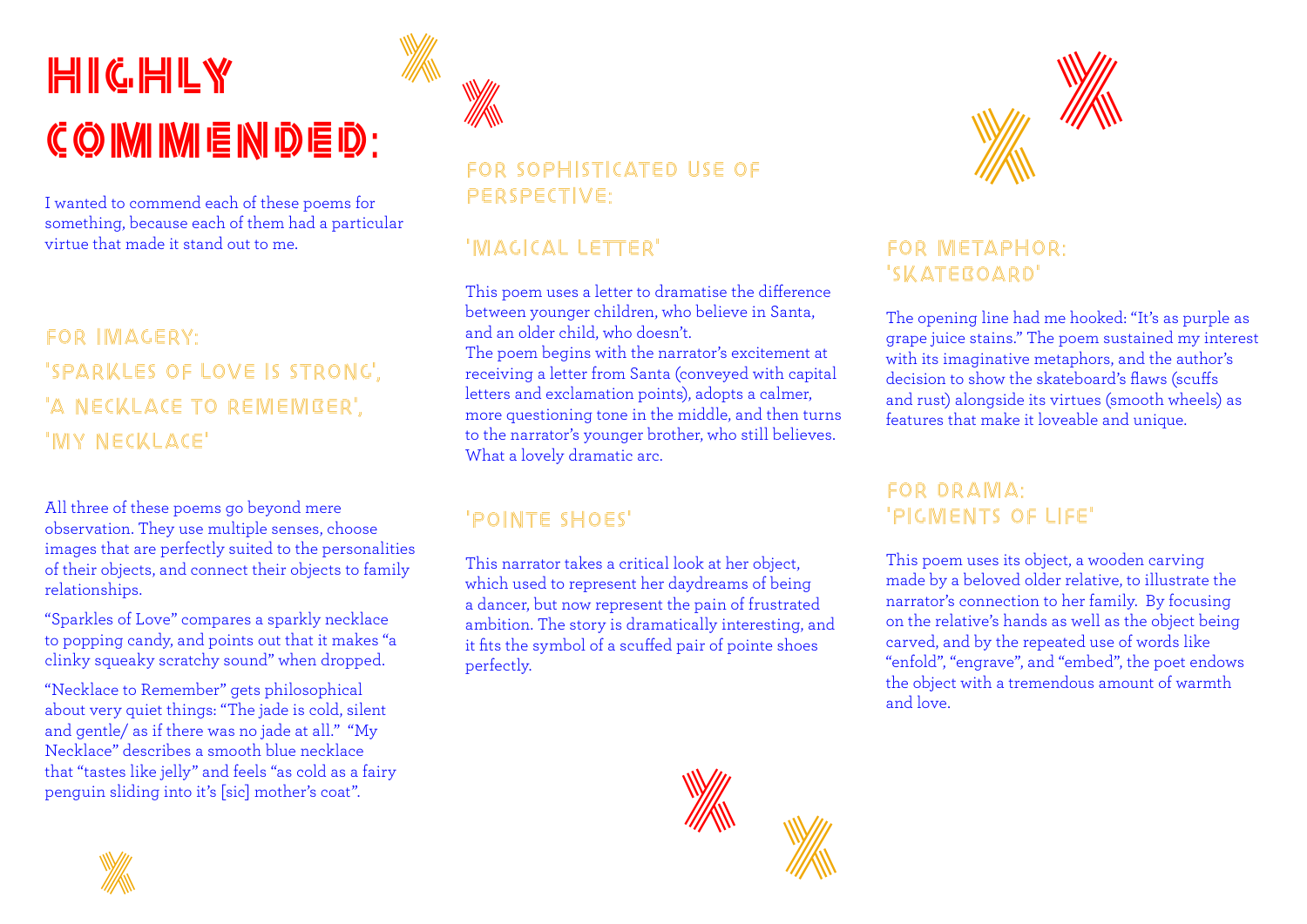# HIGHLY COMMENDED:

I wanted to commend each of these poems for something, because each of them had a particular virtue that made it stand out to me.

## FOR IMAGERY:

### 'SPARKLES OF LOVE IS STRONG', 'A NECKLACE TO REMEMBER', 'MY NECKLACE'

All three of these poems go beyond mere observation. They use multiple senses, choose images that are perfectly suited to the personalities of their objects, and connect their objects to family relationships.

"Sparkles of Love" compares a sparkly necklace to popping candy, and points out that it makes "a clinky squeaky scratchy sound" when dropped.

"Necklace to Remember" gets philosophical about very quiet things: "The jade is cold, silent and gentle/ as if there was no jade at all." "My Necklace" describes a smooth blue necklace that "tastes like jelly" and feels "as cold as a fairy penguin sliding into it's [sic] mother's coat".

## FOR SOPHISTICATED USE OF PERSPECTIVE:

### 'MAGICAL LETTER'

This poem uses a letter to dramatise the difference between younger children, who believe in Santa, and an older child, who doesn't.
The poem begins with the narrator's excitement at receiving a letter from Santa (conveyed with capital letters and exclamation points), adopts a calmer, more questioning tone in the middle, and then turns to the narrator's younger brother, who still believes. What a lovely dramatic arc.

### 'POINTE SHOES'

This narrator takes a critical look at her object, which used to represent her daydreams of being a dancer, but now represent the pain of frustrated ambition. The story is dramatically interesting, and it fits the symbol of a scuffed pair of pointe shoes perfectly.

## FOR METAPHOR: 'SKATEBOARD'

The opening line had me hooked: "It's as purple as grape juice stains." The poem sustained my interest with its imaginative metaphors, and the author's decision to show the skateboard's flaws (scuffs and rust) alongside its virtues (smooth wheels) as features that make it loveable and unique.

## FOR DRAMA: 'PIGMENTS OF LIFE'

This poem uses its object, a wooden carving made by a beloved older relative, to illustrate the narrator's connection to her family. By focusing on the relative's hands as well as the object being carved, and by the repeated use of words like "enfold", "engrave", and "embed", the poet endows the object with a tremendous amount of warmth and love.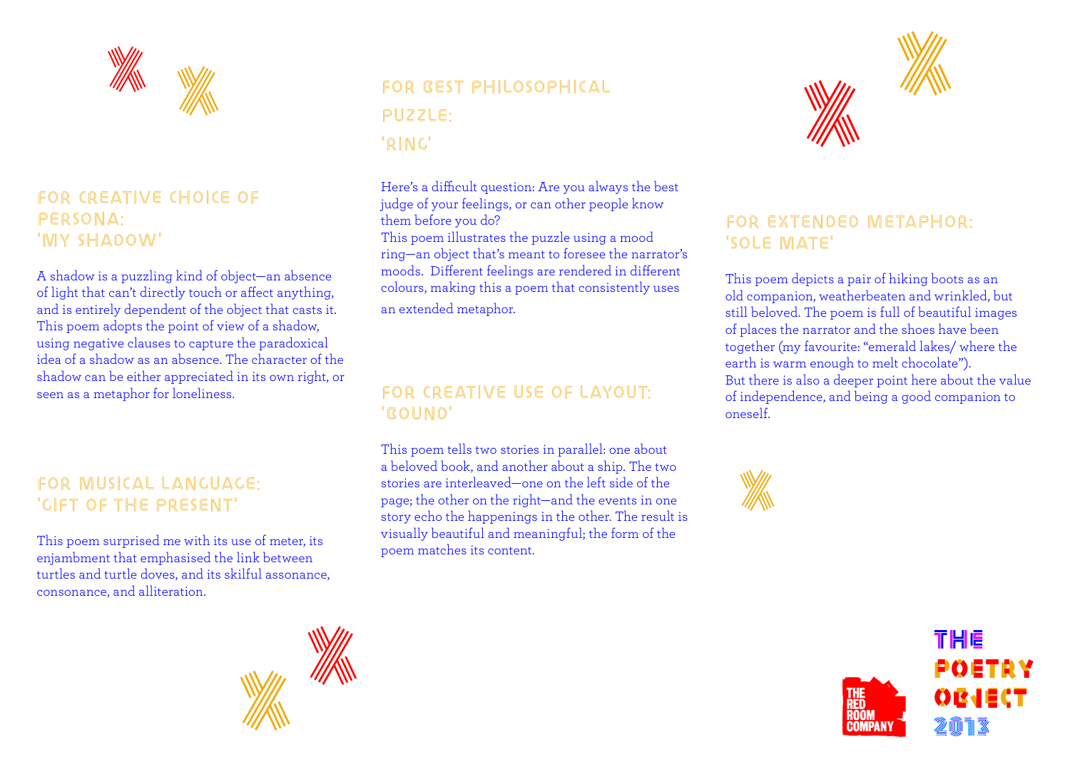## For creative choice of persona: 'My Shadow'

A shadow is a puzzling kind of object—an absence of light that can't directly touch or affect anything, and is entirely dependent of the object that casts it. This poem adopts the point of view of a shadow, using negative clauses to capture the paradoxical idea of a shadow as an absence. The character of the shadow can be either appreciated in its own right, or seen as a metaphor for loneliness.

## For musical language: 'Gift of the Present'

This poem surprised me with its use of meter, its enjambment that emphasised the link between turtles and turtle doves, and its skilful assonance, consonance, and alliteration.

## For best philosophical puzzle: 'Ring'

Here's a difficult question: Are you always the best judge of your feelings, or can other people know them before you do?
This poem illustrates the puzzle using a mood ring—an object that's meant to foresee the narrator's moods. Different feelings are rendered in different colours, making this a poem that consistently uses an extended metaphor.

## For creative use of layout: 'Bound'

This poem tells two stories in parallel: one about a beloved book, and another about a ship. The two stories are interleaved—one on the left side of the page; the other on the right—and the events in one story echo the happenings in the other. The result is visually beautiful and meaningful; the form of the poem matches its content.

## For extended metaphor: 'Sole Mate'

This poem depicts a pair of hiking boots as an old companion, weatherbeaten and wrinkled, but still beloved. The poem is full of beautiful images of places the narrator and the shoes have been together (my favourite: "emerald lakes/ where the earth is warm enough to melt chocolate").
But there is also a deeper point here about the value of independence, and being a good companion to oneself.

THE RED ROOM COMPANY

THE POETRY OBJECT 2013